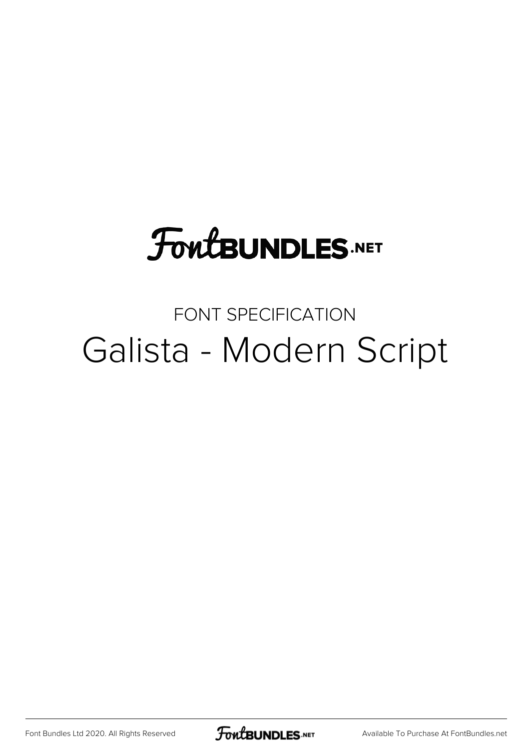FontBUNDLES.NET

FONT SPECIFICATION

# Galista - Modern Script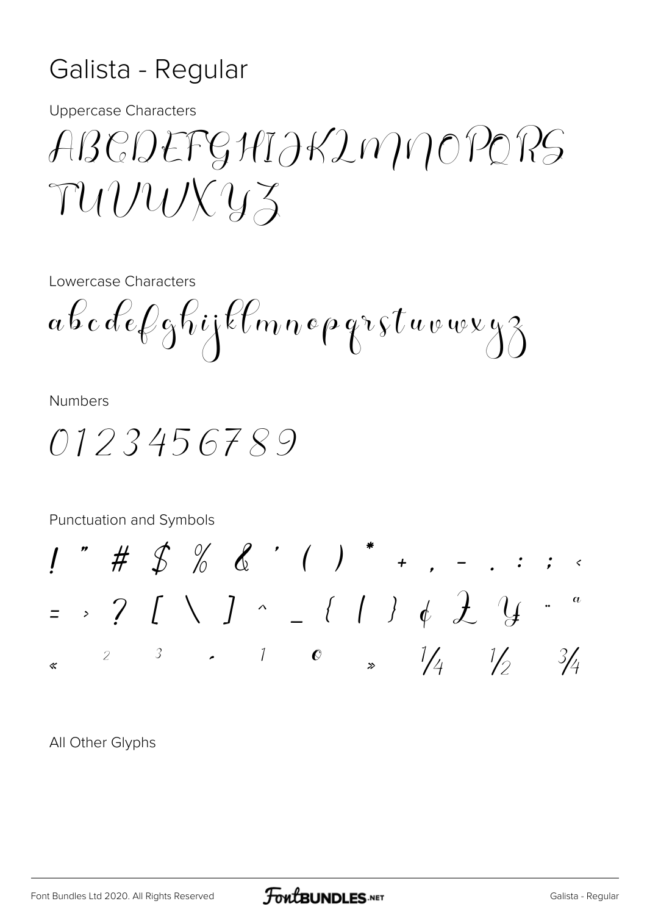# Galista - Regular

Uppercase Characters

ABCDEFGHIJKLMNOPQRS
TUVWXYZ

Lowercase Characters

abcdefghijklmnopqrstuvwxyz

Numbers

0123456789

Punctuation and Symbols

! " # $ % & ' ( ) * + , - . : ; <
= > ? [ \ ] ^ _ { | } ¢ £ ¥ ¨ ª
« ² ³ ¸ ¹ º » ¼ ½ ¾

All Other Glyphs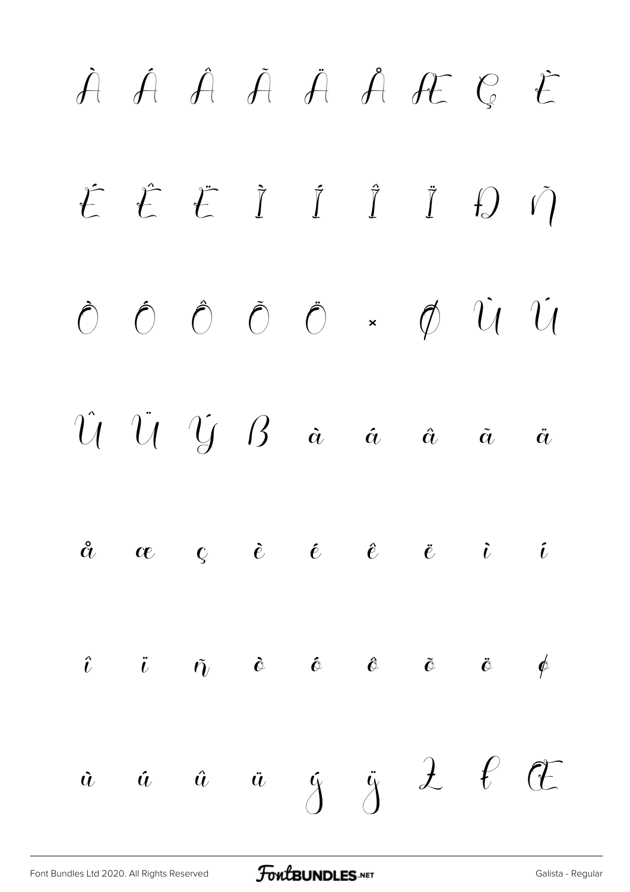À Á Â Ã Ä Å Æ Ç È

É Ê Ë Ì Í Î Ï Ð Ñ

Ò Ó Ô Õ Ö × Ø Ù Ú

Û Ü Ý ß à á â ã ä

å æ ç è é ê ë ì í

î ï ñ ò ó ô õ ö ø

ù ú û ü ý ÿ Ł ł Œ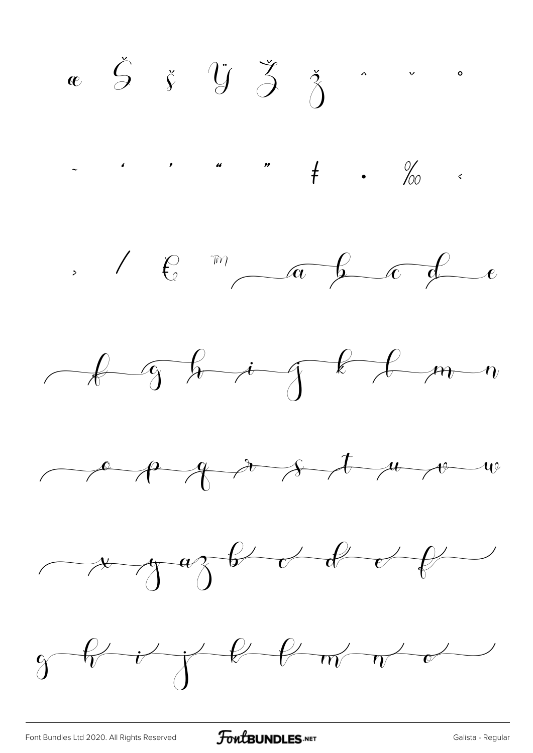œ Š š Ÿ Ž ž ˆ ˇ °

˜ ‘ ’ “ ” ‡ • ‰ ‹

› ⁄ € ™ a b c d e

f g h i j k l m n

o p q r s t u v w

x y a z b c d e f

g h i j k l m n o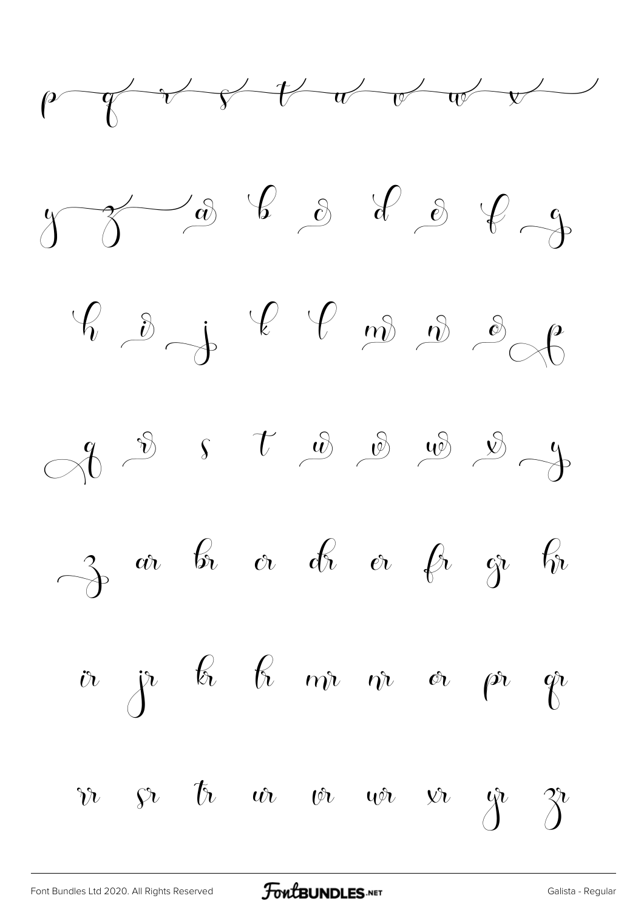p q r s t u v w x

y z a b c d e f g

h i j k l m n o p

q r s t u v w x y

z ar br cr dr er fr gr hr

ir jr kr lr mr nr or pr qr

rr sr tr ur vr wr xr yr zr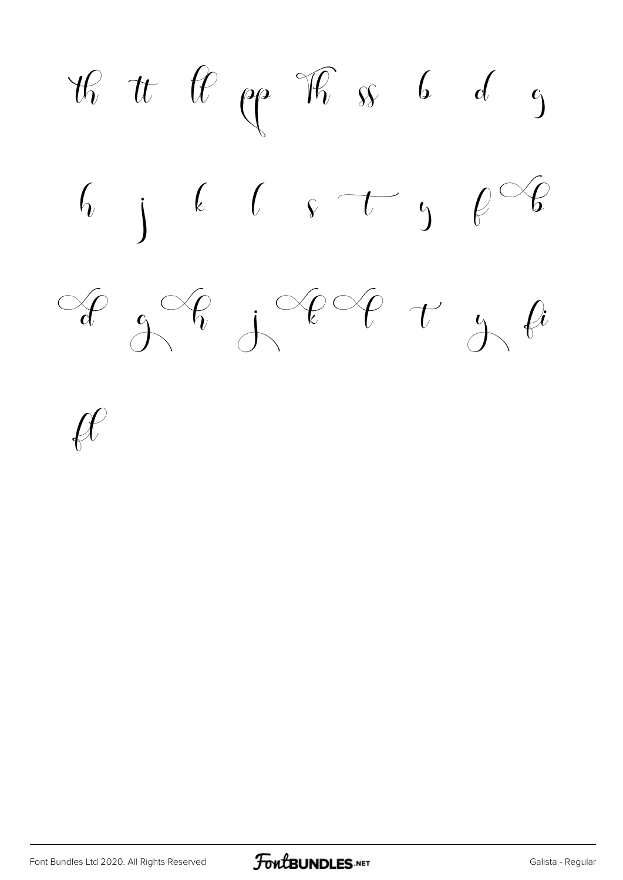th tt ll pp Th ss b d g

h j k l s t y f b

d g h j k l t y fi

fl